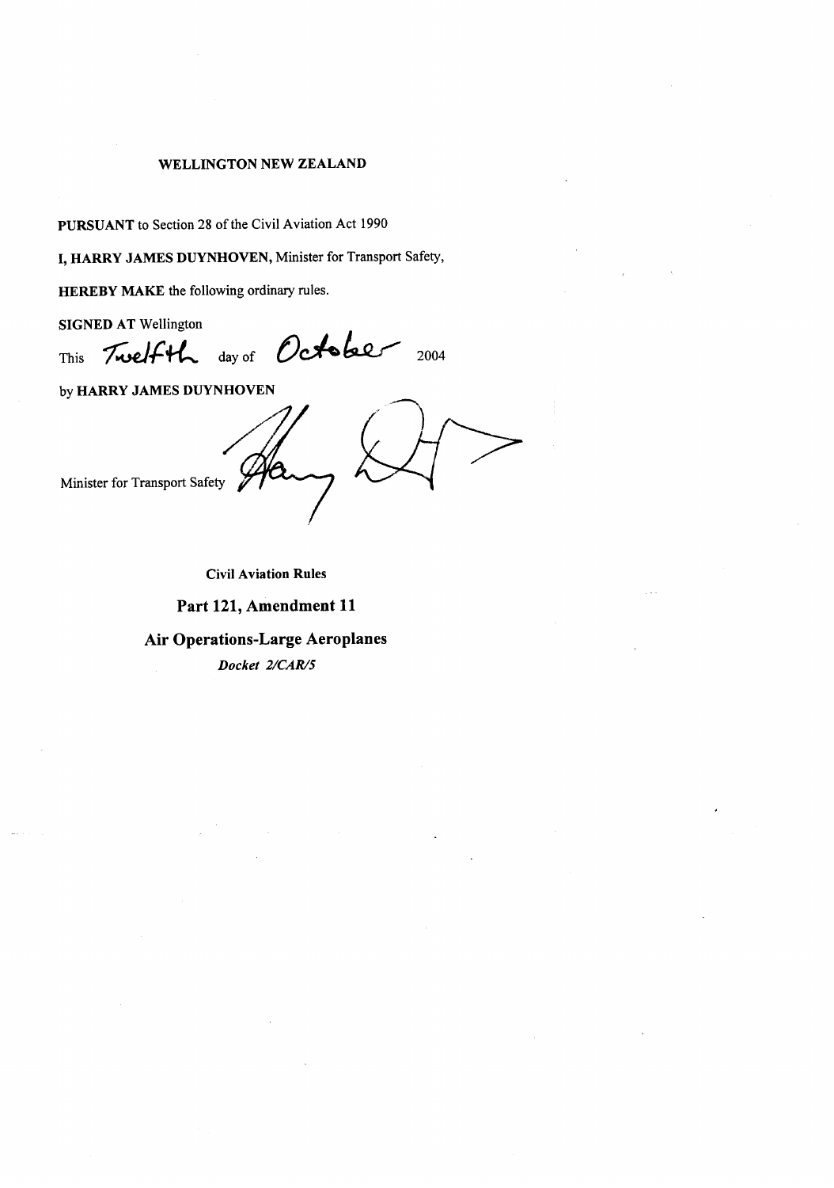**WELLINGTON NEW ZEALAND**

**PURSUANT** to Section 28 of the Civil Aviation Act 1990

**I, HARRY JAMES DUYNHOVEN,** Minister for Transport Safety,

**HEREBY MAKE** the following ordinary rules.

**SIGNED AT** Wellington

This Twelfth day of October 2004

by **HARRY JAMES DUYNHOVEN**

Minister for Transport Safety

**Civil Aviation Rules**

## Part 121, Amendment 11

## Air Operations-Large Aeroplanes

***Docket 2/CAR/5***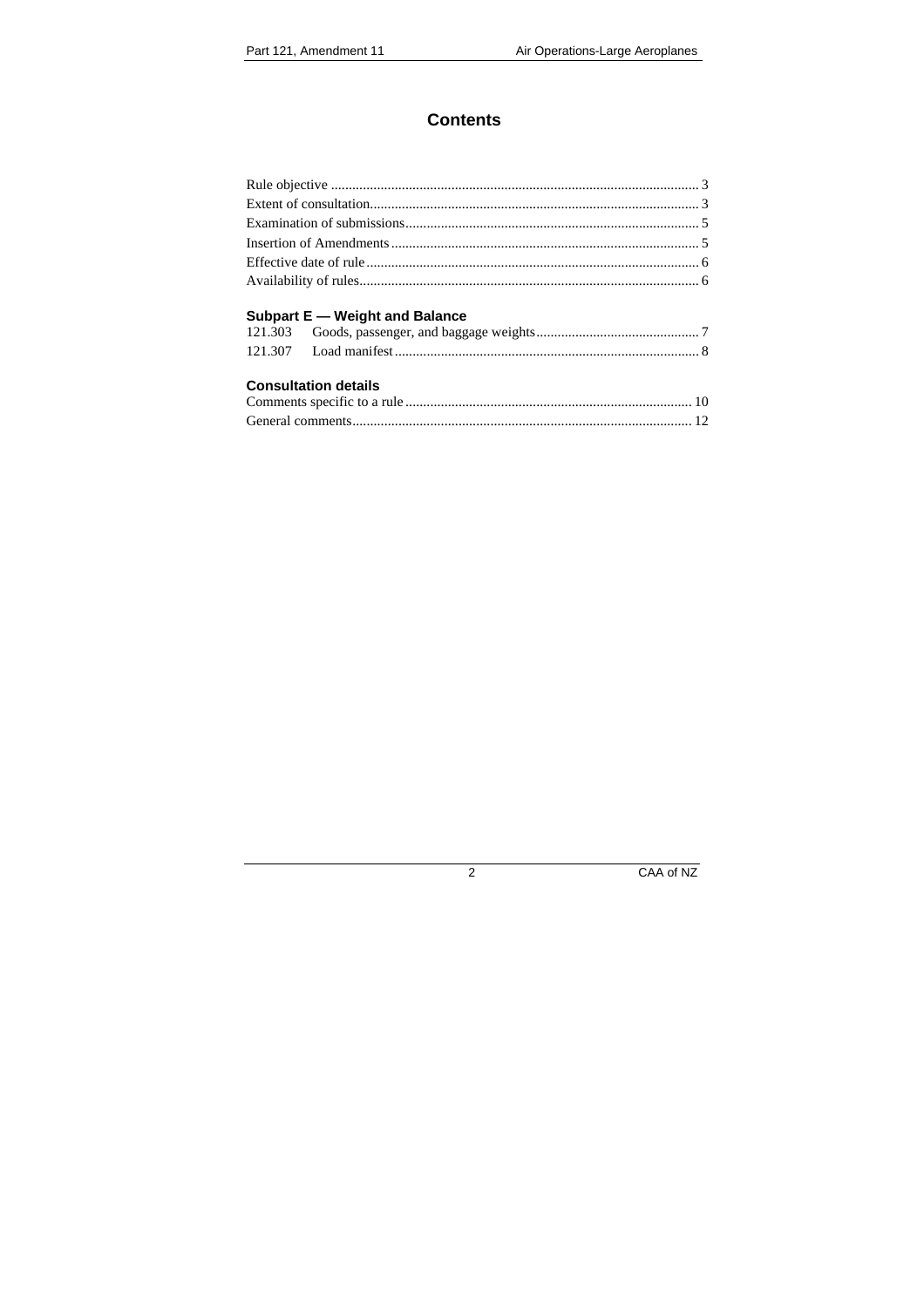# Contents

Rule objective ........................................................................................................ 3
Extent of consultation............................................................................................ 3
Examination of submissions................................................................................... 5
Insertion of Amendments....................................................................................... 5
Effective date of rule.............................................................................................. 6
Availability of rules................................................................................................ 6

### Subpart E — Weight and Balance

121.303 Goods, passenger, and baggage weights.............................................. 7
121.307 Load manifest..................................................................................... 8

### Consultation details

Comments specific to a rule ................................................................................ 10
General comments............................................................................................... 12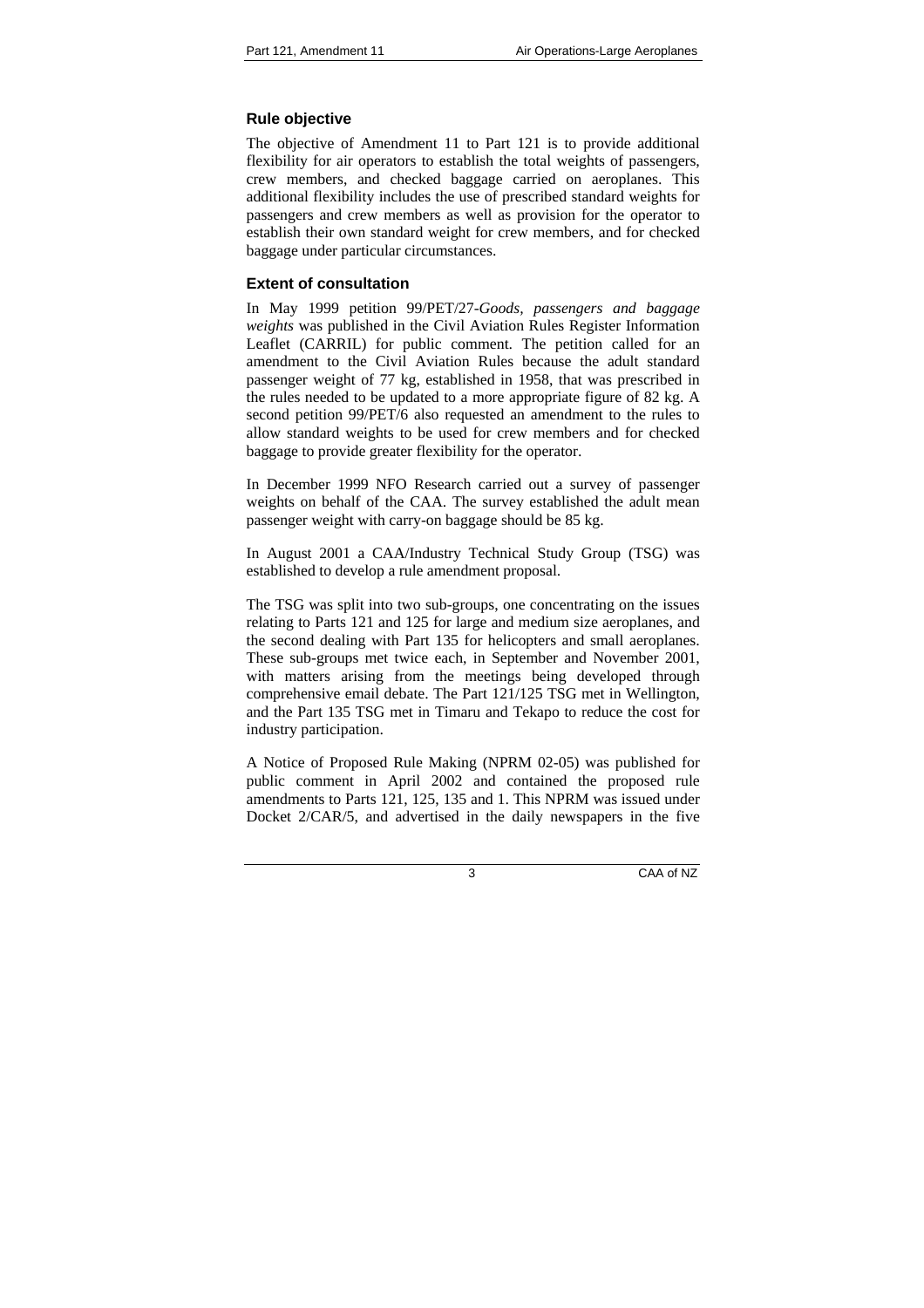## Rule objective

The objective of Amendment 11 to Part 121 is to provide additional flexibility for air operators to establish the total weights of passengers, crew members, and checked baggage carried on aeroplanes. This additional flexibility includes the use of prescribed standard weights for passengers and crew members as well as provision for the operator to establish their own standard weight for crew members, and for checked baggage under particular circumstances.

## Extent of consultation

In May 1999 petition 99/PET/27-*Goods, passengers and baggage weights* was published in the Civil Aviation Rules Register Information Leaflet (CARRIL) for public comment. The petition called for an amendment to the Civil Aviation Rules because the adult standard passenger weight of 77 kg, established in 1958, that was prescribed in the rules needed to be updated to a more appropriate figure of 82 kg. A second petition 99/PET/6 also requested an amendment to the rules to allow standard weights to be used for crew members and for checked baggage to provide greater flexibility for the operator.

In December 1999 NFO Research carried out a survey of passenger weights on behalf of the CAA. The survey established the adult mean passenger weight with carry-on baggage should be 85 kg.

In August 2001 a CAA/Industry Technical Study Group (TSG) was established to develop a rule amendment proposal.

The TSG was split into two sub-groups, one concentrating on the issues relating to Parts 121 and 125 for large and medium size aeroplanes, and the second dealing with Part 135 for helicopters and small aeroplanes. These sub-groups met twice each, in September and November 2001, with matters arising from the meetings being developed through comprehensive email debate. The Part 121/125 TSG met in Wellington, and the Part 135 TSG met in Timaru and Tekapo to reduce the cost for industry participation.

A Notice of Proposed Rule Making (NPRM 02-05) was published for public comment in April 2002 and contained the proposed rule amendments to Parts 121, 125, 135 and 1. This NPRM was issued under Docket 2/CAR/5, and advertised in the daily newspapers in the five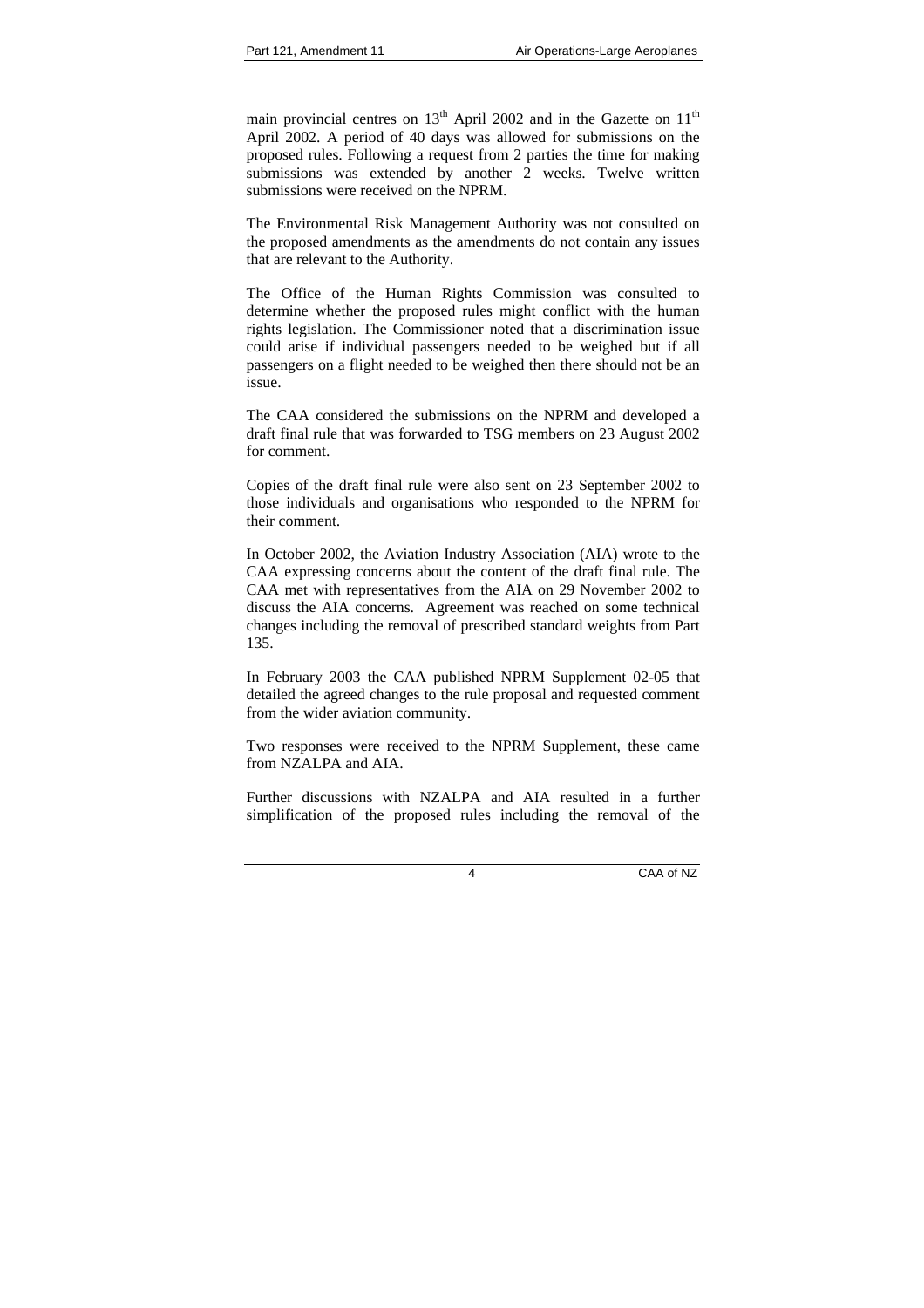main provincial centres on 13th April 2002 and in the Gazette on 11th April 2002. A period of 40 days was allowed for submissions on the proposed rules. Following a request from 2 parties the time for making submissions was extended by another 2 weeks. Twelve written submissions were received on the NPRM.

The Environmental Risk Management Authority was not consulted on the proposed amendments as the amendments do not contain any issues that are relevant to the Authority.

The Office of the Human Rights Commission was consulted to determine whether the proposed rules might conflict with the human rights legislation. The Commissioner noted that a discrimination issue could arise if individual passengers needed to be weighed but if all passengers on a flight needed to be weighed then there should not be an issue.

The CAA considered the submissions on the NPRM and developed a draft final rule that was forwarded to TSG members on 23 August 2002 for comment.

Copies of the draft final rule were also sent on 23 September 2002 to those individuals and organisations who responded to the NPRM for their comment.

In October 2002, the Aviation Industry Association (AIA) wrote to the CAA expressing concerns about the content of the draft final rule. The CAA met with representatives from the AIA on 29 November 2002 to discuss the AIA concerns. Agreement was reached on some technical changes including the removal of prescribed standard weights from Part 135.

In February 2003 the CAA published NPRM Supplement 02-05 that detailed the agreed changes to the rule proposal and requested comment from the wider aviation community.

Two responses were received to the NPRM Supplement, these came from NZALPA and AIA.

Further discussions with NZALPA and AIA resulted in a further simplification of the proposed rules including the removal of the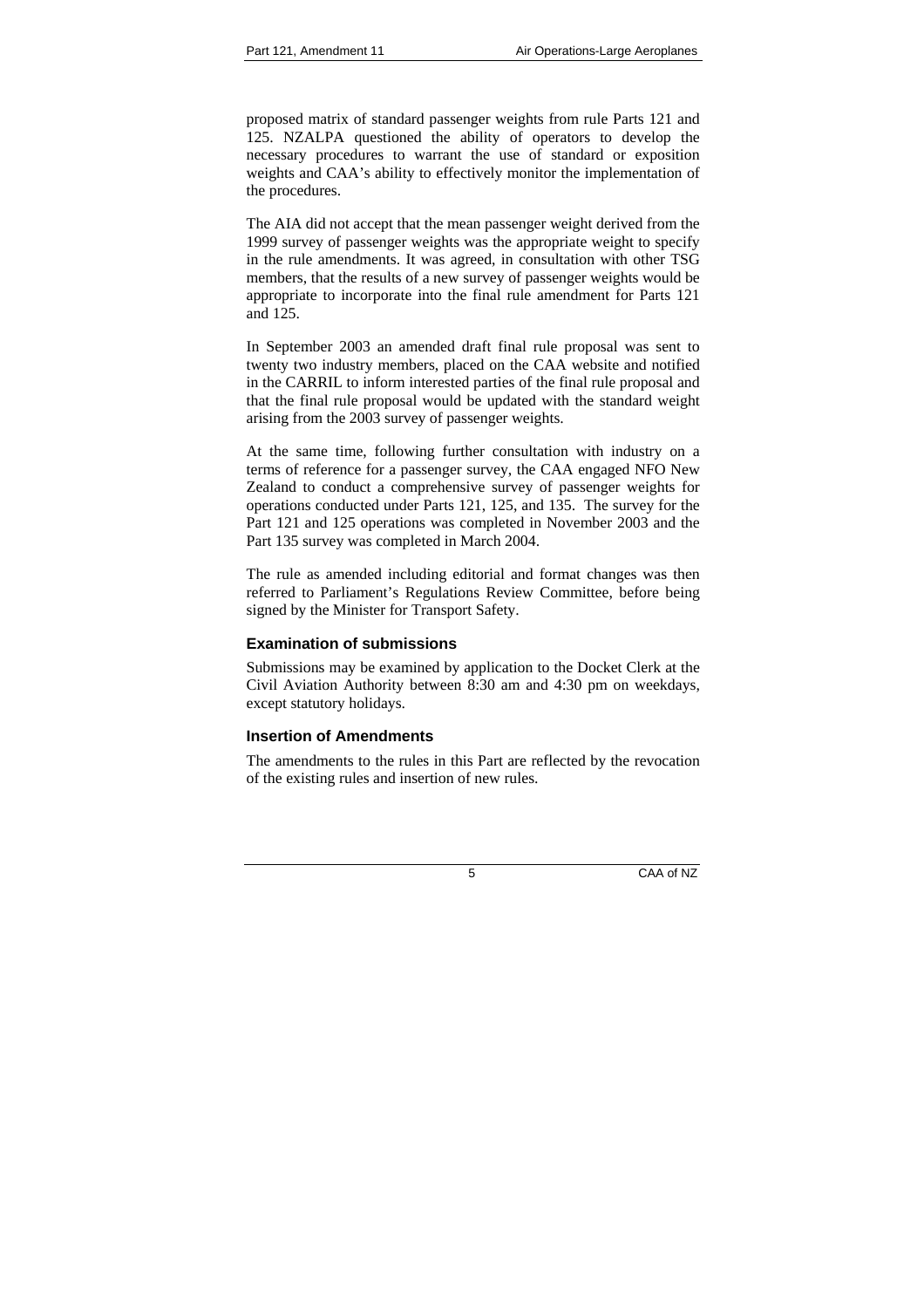proposed matrix of standard passenger weights from rule Parts 121 and 125. NZALPA questioned the ability of operators to develop the necessary procedures to warrant the use of standard or exposition weights and CAA's ability to effectively monitor the implementation of the procedures.

The AIA did not accept that the mean passenger weight derived from the 1999 survey of passenger weights was the appropriate weight to specify in the rule amendments. It was agreed, in consultation with other TSG members, that the results of a new survey of passenger weights would be appropriate to incorporate into the final rule amendment for Parts 121 and 125.

In September 2003 an amended draft final rule proposal was sent to twenty two industry members, placed on the CAA website and notified in the CARRIL to inform interested parties of the final rule proposal and that the final rule proposal would be updated with the standard weight arising from the 2003 survey of passenger weights.

At the same time, following further consultation with industry on a terms of reference for a passenger survey, the CAA engaged NFO New Zealand to conduct a comprehensive survey of passenger weights for operations conducted under Parts 121, 125, and 135. The survey for the Part 121 and 125 operations was completed in November 2003 and the Part 135 survey was completed in March 2004.

The rule as amended including editorial and format changes was then referred to Parliament's Regulations Review Committee, before being signed by the Minister for Transport Safety.

### Examination of submissions

Submissions may be examined by application to the Docket Clerk at the Civil Aviation Authority between 8:30 am and 4:30 pm on weekdays, except statutory holidays.

### Insertion of Amendments

The amendments to the rules in this Part are reflected by the revocation of the existing rules and insertion of new rules.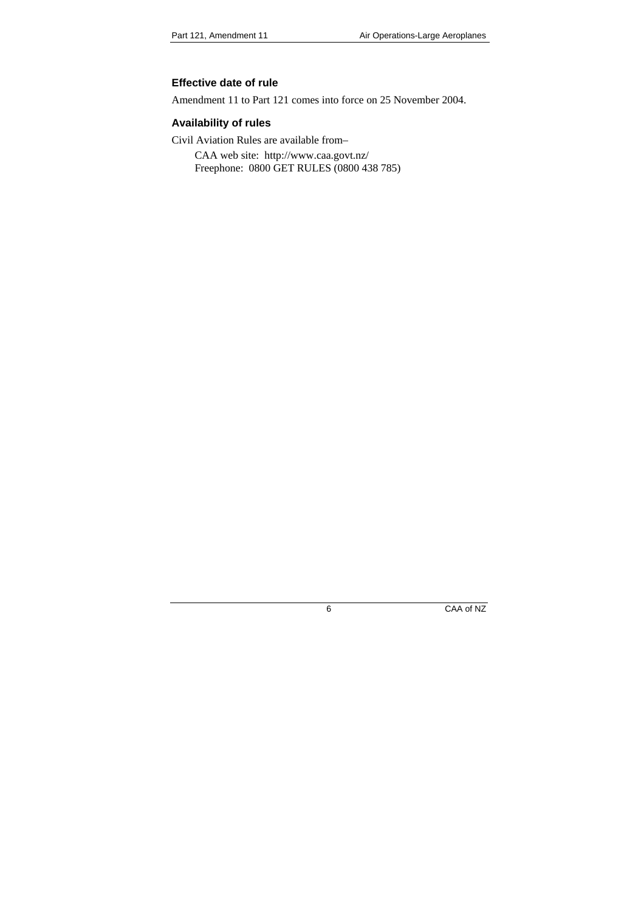## Effective date of rule

Amendment 11 to Part 121 comes into force on 25 November 2004.

## Availability of rules

Civil Aviation Rules are available from–

CAA web site: http://www.caa.govt.nz/
Freephone: 0800 GET RULES (0800 438 785)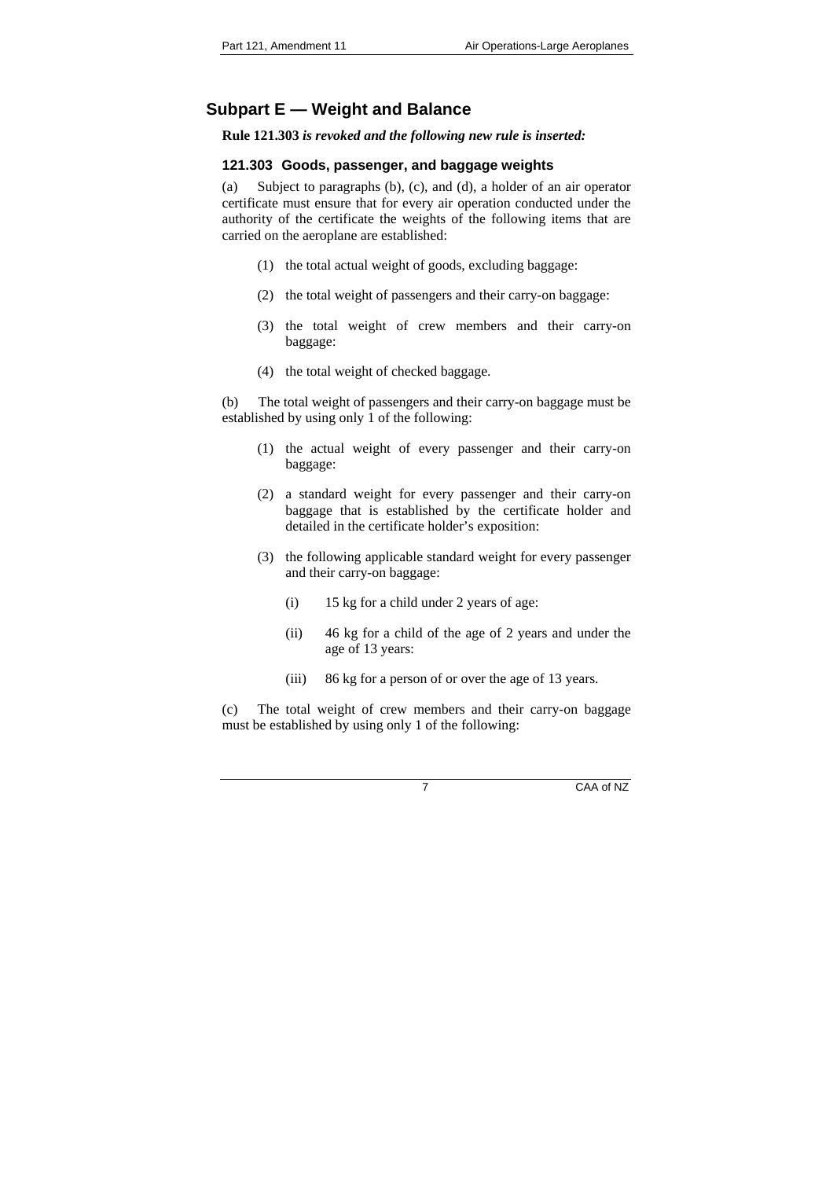## Subpart E — Weight and Balance

**Rule 121.303** ***is revoked and the following new rule is inserted:***

### 121.303 Goods, passenger, and baggage weights

(a) Subject to paragraphs (b), (c), and (d), a holder of an air operator certificate must ensure that for every air operation conducted under the authority of the certificate the weights of the following items that are carried on the aeroplane are established:

(1) the total actual weight of goods, excluding baggage:

(2) the total weight of passengers and their carry-on baggage:

(3) the total weight of crew members and their carry-on baggage:

(4) the total weight of checked baggage.

(b) The total weight of passengers and their carry-on baggage must be established by using only 1 of the following:

(1) the actual weight of every passenger and their carry-on baggage:

(2) a standard weight for every passenger and their carry-on baggage that is established by the certificate holder and detailed in the certificate holder's exposition:

(3) the following applicable standard weight for every passenger and their carry-on baggage:

(i) 15 kg for a child under 2 years of age:

(ii) 46 kg for a child of the age of 2 years and under the age of 13 years:

(iii) 86 kg for a person of or over the age of 13 years.

(c) The total weight of crew members and their carry-on baggage must be established by using only 1 of the following: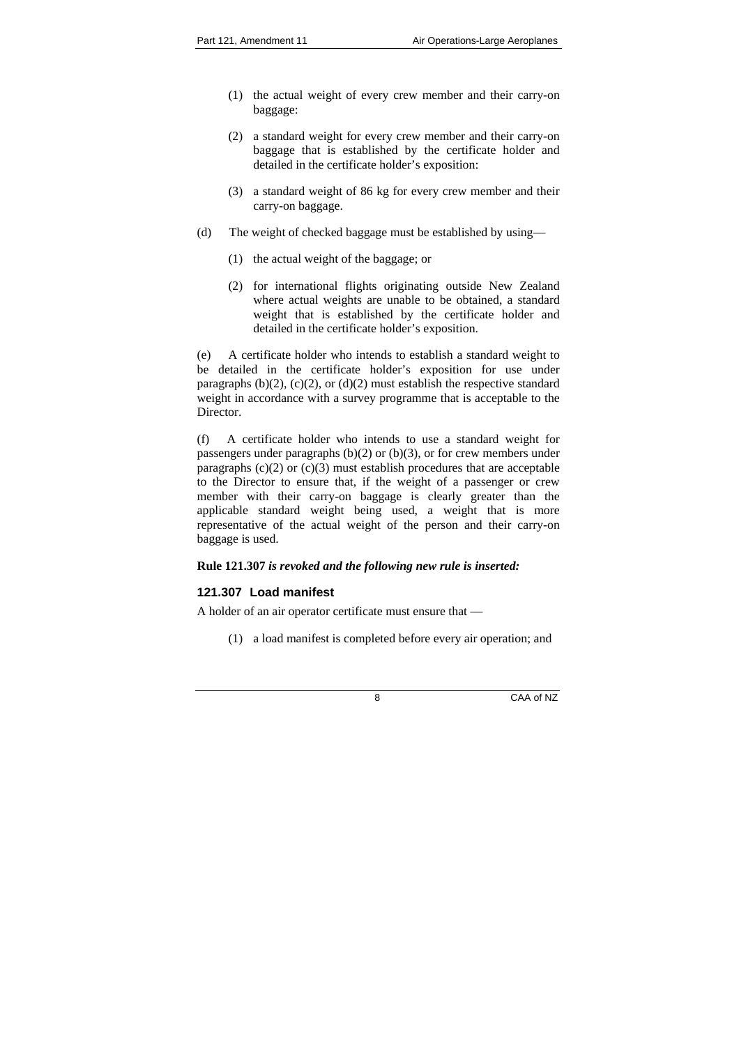(1) the actual weight of every crew member and their carry-on baggage:

(2) a standard weight for every crew member and their carry-on baggage that is established by the certificate holder and detailed in the certificate holder's exposition:

(3) a standard weight of 86 kg for every crew member and their carry-on baggage.

(d) The weight of checked baggage must be established by using—

(1) the actual weight of the baggage; or

(2) for international flights originating outside New Zealand where actual weights are unable to be obtained, a standard weight that is established by the certificate holder and detailed in the certificate holder's exposition.

(e) A certificate holder who intends to establish a standard weight to be detailed in the certificate holder's exposition for use under paragraphs (b)(2), (c)(2), or (d)(2) must establish the respective standard weight in accordance with a survey programme that is acceptable to the Director.

(f) A certificate holder who intends to use a standard weight for passengers under paragraphs (b)(2) or (b)(3), or for crew members under paragraphs (c)(2) or (c)(3) must establish procedures that are acceptable to the Director to ensure that, if the weight of a passenger or crew member with their carry-on baggage is clearly greater than the applicable standard weight being used, a weight that is more representative of the actual weight of the person and their carry-on baggage is used.

**Rule 121.307** ***is revoked and the following new rule is inserted:***

### 121.307 Load manifest

A holder of an air operator certificate must ensure that —

(1) a load manifest is completed before every air operation; and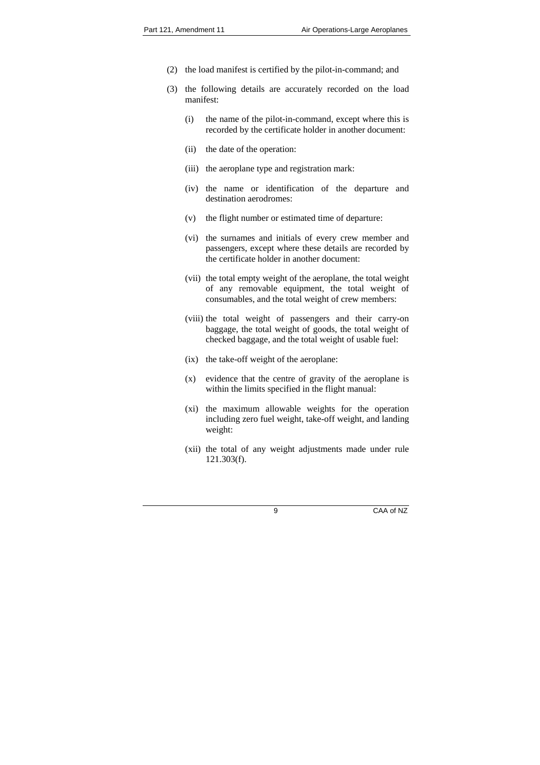(2) the load manifest is certified by the pilot-in-command; and

(3) the following details are accurately recorded on the load manifest:

   (i) the name of the pilot-in-command, except where this is recorded by the certificate holder in another document:

   (ii) the date of the operation:

   (iii) the aeroplane type and registration mark:

   (iv) the name or identification of the departure and destination aerodromes:

   (v) the flight number or estimated time of departure:

   (vi) the surnames and initials of every crew member and passengers, except where these details are recorded by the certificate holder in another document:

   (vii) the total empty weight of the aeroplane, the total weight of any removable equipment, the total weight of consumables, and the total weight of crew members:

   (viii) the total weight of passengers and their carry-on baggage, the total weight of goods, the total weight of checked baggage, and the total weight of usable fuel:

   (ix) the take-off weight of the aeroplane:

   (x) evidence that the centre of gravity of the aeroplane is within the limits specified in the flight manual:

   (xi) the maximum allowable weights for the operation including zero fuel weight, take-off weight, and landing weight:

   (xii) the total of any weight adjustments made under rule 121.303(f).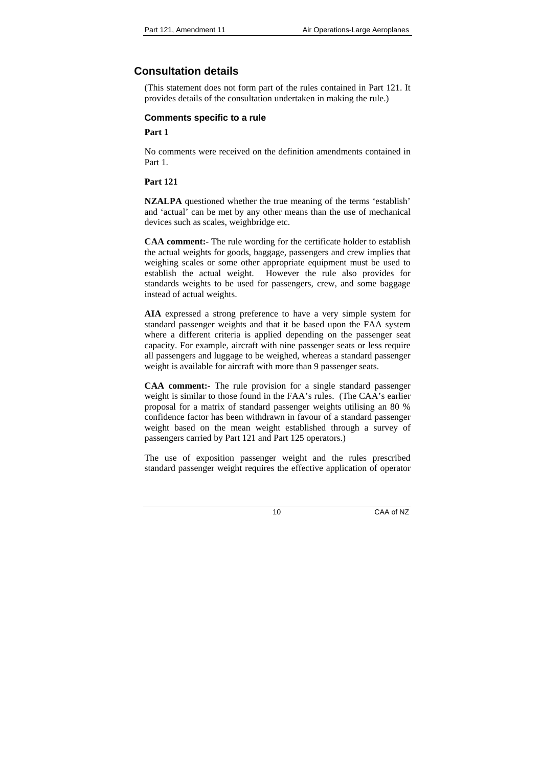## Consultation details

(This statement does not form part of the rules contained in Part 121. It provides details of the consultation undertaken in making the rule.)

### Comments specific to a rule

**Part 1**

No comments were received on the definition amendments contained in Part 1.

**Part 121**

**NZALPA** questioned whether the true meaning of the terms 'establish' and 'actual' can be met by any other means than the use of mechanical devices such as scales, weighbridge etc.

**CAA comment:**- The rule wording for the certificate holder to establish the actual weights for goods, baggage, passengers and crew implies that weighing scales or some other appropriate equipment must be used to establish the actual weight. However the rule also provides for standards weights to be used for passengers, crew, and some baggage instead of actual weights.

**AIA** expressed a strong preference to have a very simple system for standard passenger weights and that it be based upon the FAA system where a different criteria is applied depending on the passenger seat capacity. For example, aircraft with nine passenger seats or less require all passengers and luggage to be weighed, whereas a standard passenger weight is available for aircraft with more than 9 passenger seats.

**CAA comment:**- The rule provision for a single standard passenger weight is similar to those found in the FAA's rules. (The CAA's earlier proposal for a matrix of standard passenger weights utilising an 80 % confidence factor has been withdrawn in favour of a standard passenger weight based on the mean weight established through a survey of passengers carried by Part 121 and Part 125 operators.)

The use of exposition passenger weight and the rules prescribed standard passenger weight requires the effective application of operator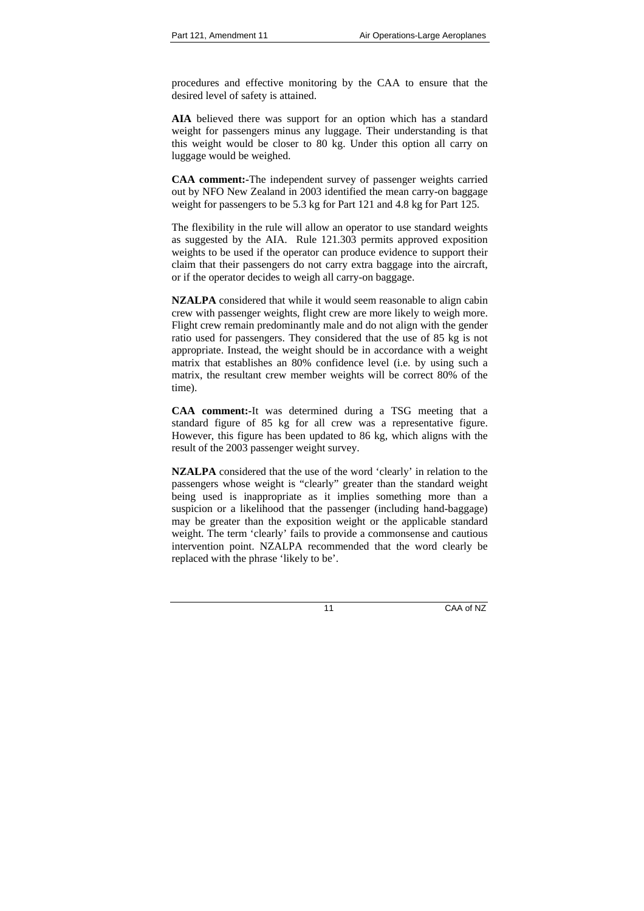procedures and effective monitoring by the CAA to ensure that the desired level of safety is attained.

**AIA** believed there was support for an option which has a standard weight for passengers minus any luggage. Their understanding is that this weight would be closer to 80 kg. Under this option all carry on luggage would be weighed.

**CAA comment:-**The independent survey of passenger weights carried out by NFO New Zealand in 2003 identified the mean carry-on baggage weight for passengers to be 5.3 kg for Part 121 and 4.8 kg for Part 125.

The flexibility in the rule will allow an operator to use standard weights as suggested by the AIA. Rule 121.303 permits approved exposition weights to be used if the operator can produce evidence to support their claim that their passengers do not carry extra baggage into the aircraft, or if the operator decides to weigh all carry-on baggage.

**NZALPA** considered that while it would seem reasonable to align cabin crew with passenger weights, flight crew are more likely to weigh more. Flight crew remain predominantly male and do not align with the gender ratio used for passengers. They considered that the use of 85 kg is not appropriate. Instead, the weight should be in accordance with a weight matrix that establishes an 80% confidence level (i.e. by using such a matrix, the resultant crew member weights will be correct 80% of the time).

**CAA comment:-**It was determined during a TSG meeting that a standard figure of 85 kg for all crew was a representative figure. However, this figure has been updated to 86 kg, which aligns with the result of the 2003 passenger weight survey.

**NZALPA** considered that the use of the word 'clearly' in relation to the passengers whose weight is "clearly" greater than the standard weight being used is inappropriate as it implies something more than a suspicion or a likelihood that the passenger (including hand-baggage) may be greater than the exposition weight or the applicable standard weight. The term 'clearly' fails to provide a commonsense and cautious intervention point. NZALPA recommended that the word clearly be replaced with the phrase 'likely to be'.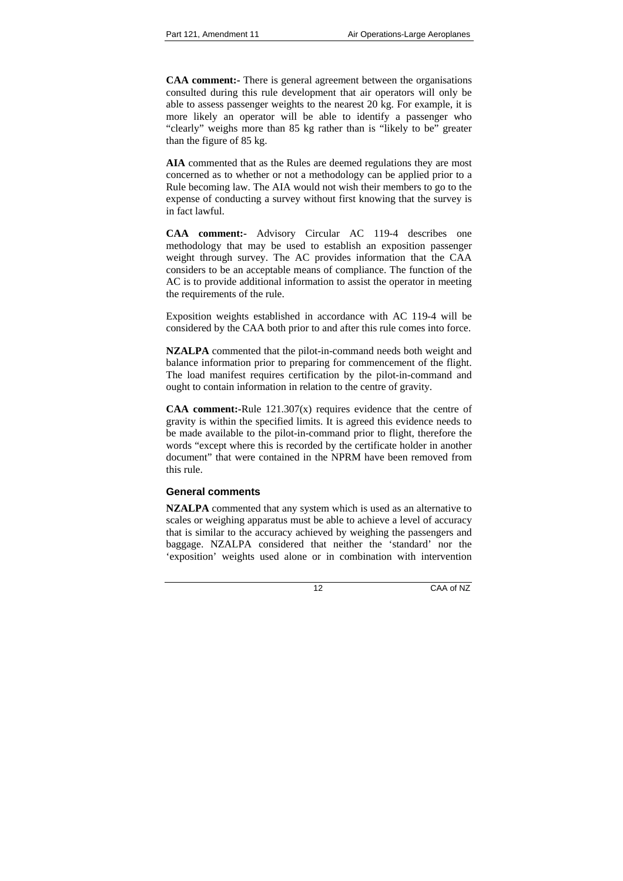**CAA comment:-** There is general agreement between the organisations consulted during this rule development that air operators will only be able to assess passenger weights to the nearest 20 kg. For example, it is more likely an operator will be able to identify a passenger who "clearly" weighs more than 85 kg rather than is "likely to be" greater than the figure of 85 kg.

**AIA** commented that as the Rules are deemed regulations they are most concerned as to whether or not a methodology can be applied prior to a Rule becoming law. The AIA would not wish their members to go to the expense of conducting a survey without first knowing that the survey is in fact lawful.

**CAA comment:-** Advisory Circular AC 119-4 describes one methodology that may be used to establish an exposition passenger weight through survey. The AC provides information that the CAA considers to be an acceptable means of compliance. The function of the AC is to provide additional information to assist the operator in meeting the requirements of the rule.

Exposition weights established in accordance with AC 119-4 will be considered by the CAA both prior to and after this rule comes into force.

**NZALPA** commented that the pilot-in-command needs both weight and balance information prior to preparing for commencement of the flight. The load manifest requires certification by the pilot-in-command and ought to contain information in relation to the centre of gravity.

**CAA comment:-**Rule 121.307(x) requires evidence that the centre of gravity is within the specified limits. It is agreed this evidence needs to be made available to the pilot-in-command prior to flight, therefore the words "except where this is recorded by the certificate holder in another document" that were contained in the NPRM have been removed from this rule.

### General comments

**NZALPA** commented that any system which is used as an alternative to scales or weighing apparatus must be able to achieve a level of accuracy that is similar to the accuracy achieved by weighing the passengers and baggage. NZALPA considered that neither the 'standard' nor the 'exposition' weights used alone or in combination with intervention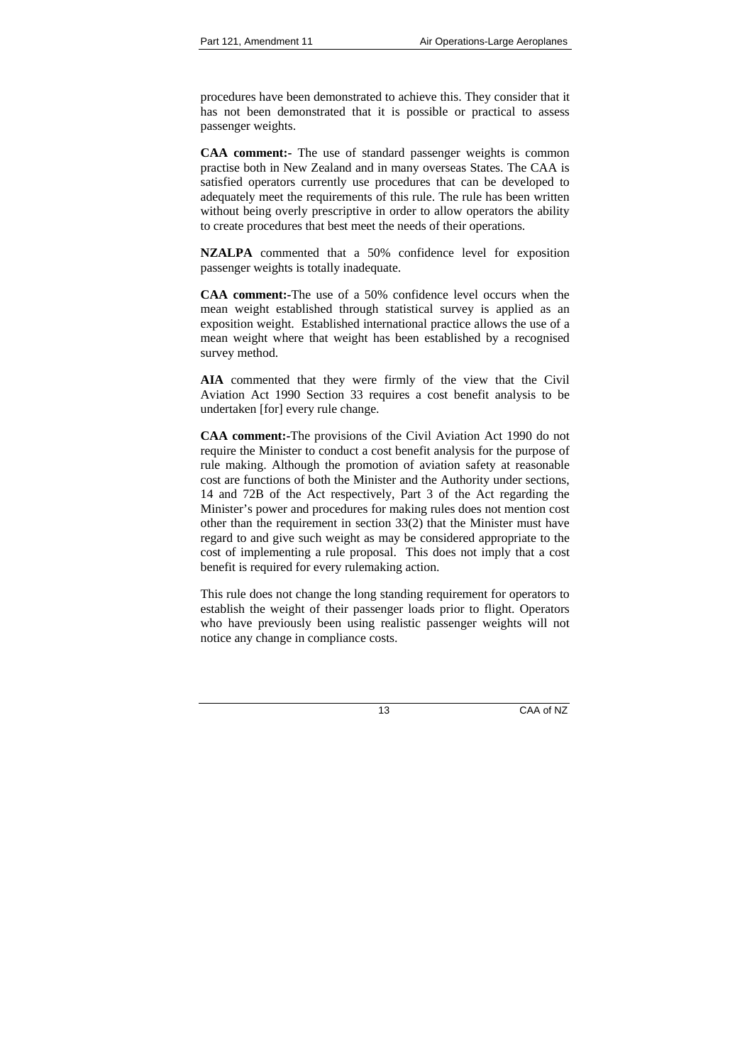procedures have been demonstrated to achieve this. They consider that it has not been demonstrated that it is possible or practical to assess passenger weights.

**CAA comment:-** The use of standard passenger weights is common practise both in New Zealand and in many overseas States. The CAA is satisfied operators currently use procedures that can be developed to adequately meet the requirements of this rule. The rule has been written without being overly prescriptive in order to allow operators the ability to create procedures that best meet the needs of their operations.

**NZALPA** commented that a 50% confidence level for exposition passenger weights is totally inadequate.

**CAA comment:-**The use of a 50% confidence level occurs when the mean weight established through statistical survey is applied as an exposition weight. Established international practice allows the use of a mean weight where that weight has been established by a recognised survey method.

**AIA** commented that they were firmly of the view that the Civil Aviation Act 1990 Section 33 requires a cost benefit analysis to be undertaken [for] every rule change.

**CAA comment:-**The provisions of the Civil Aviation Act 1990 do not require the Minister to conduct a cost benefit analysis for the purpose of rule making. Although the promotion of aviation safety at reasonable cost are functions of both the Minister and the Authority under sections, 14 and 72B of the Act respectively, Part 3 of the Act regarding the Minister's power and procedures for making rules does not mention cost other than the requirement in section 33(2) that the Minister must have regard to and give such weight as may be considered appropriate to the cost of implementing a rule proposal. This does not imply that a cost benefit is required for every rulemaking action.

This rule does not change the long standing requirement for operators to establish the weight of their passenger loads prior to flight. Operators who have previously been using realistic passenger weights will not notice any change in compliance costs.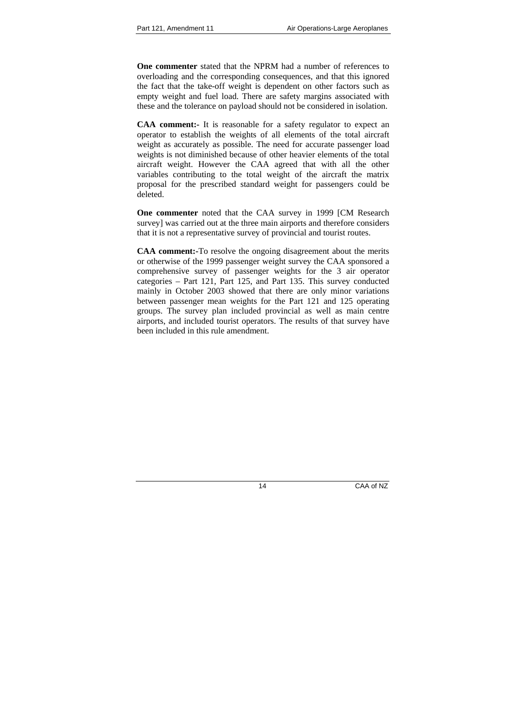**One commenter** stated that the NPRM had a number of references to overloading and the corresponding consequences, and that this ignored the fact that the take-off weight is dependent on other factors such as empty weight and fuel load. There are safety margins associated with these and the tolerance on payload should not be considered in isolation.

**CAA comment:-** It is reasonable for a safety regulator to expect an operator to establish the weights of all elements of the total aircraft weight as accurately as possible. The need for accurate passenger load weights is not diminished because of other heavier elements of the total aircraft weight. However the CAA agreed that with all the other variables contributing to the total weight of the aircraft the matrix proposal for the prescribed standard weight for passengers could be deleted.

**One commenter** noted that the CAA survey in 1999 [CM Research survey] was carried out at the three main airports and therefore considers that it is not a representative survey of provincial and tourist routes.

**CAA comment:-**To resolve the ongoing disagreement about the merits or otherwise of the 1999 passenger weight survey the CAA sponsored a comprehensive survey of passenger weights for the 3 air operator categories – Part 121, Part 125, and Part 135. This survey conducted mainly in October 2003 showed that there are only minor variations between passenger mean weights for the Part 121 and 125 operating groups. The survey plan included provincial as well as main centre airports, and included tourist operators. The results of that survey have been included in this rule amendment.